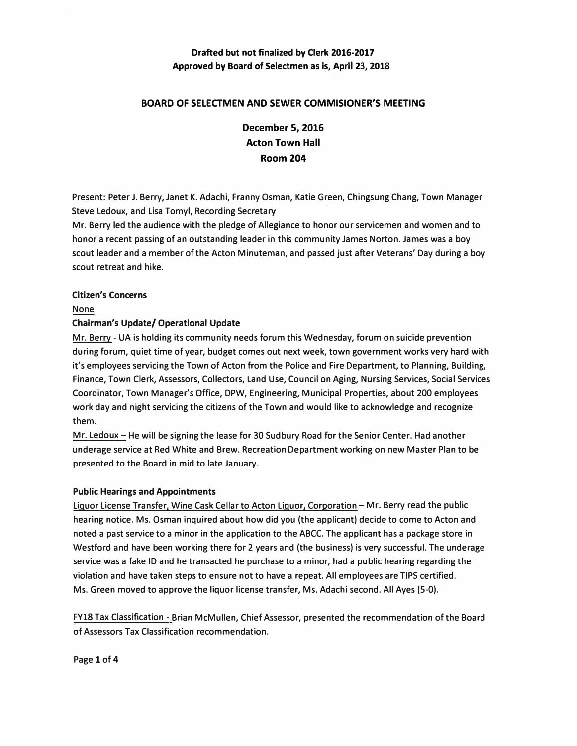**Drafted but not finalized by Clerk 2016-2017**
**Approved by Board of Selectmen as is, April 23, 2018**

## BOARD OF SELECTMEN AND SEWER COMMISIONER'S MEETING

**December 5, 2016**
**Acton Town Hall**
**Room 204**

Present: Peter J. Berry, Janet K. Adachi, Franny Osman, Katie Green, Chingsung Chang, Town Manager Steve Ledoux, and Lisa Tomyl, Recording Secretary

Mr. Berry led the audience with the pledge of Allegiance to honor our servicemen and women and to honor a recent passing of an outstanding leader in this community James Norton. James was a boy scout leader and a member of the Acton Minuteman, and passed just after Veterans' Day during a boy scout retreat and hike.

**Citizen's Concerns**

None

**Chairman's Update/ Operational Update**

Mr. Berry - UA is holding its community needs forum this Wednesday, forum on suicide prevention during forum, quiet time of year, budget comes out next week, town government works very hard with it's employees servicing the Town of Acton from the Police and Fire Department, to Planning, Building, Finance, Town Clerk, Assessors, Collectors, Land Use, Council on Aging, Nursing Services, Social Services Coordinator, Town Manager's Office, DPW, Engineering, Municipal Properties, about 200 employees work day and night servicing the citizens of the Town and would like to acknowledge and recognize them.

Mr. Ledoux – He will be signing the lease for 30 Sudbury Road for the Senior Center. Had another underage service at Red White and Brew. Recreation Department working on new Master Plan to be presented to the Board in mid to late January.

**Public Hearings and Appointments**

Liquor License Transfer, Wine Cask Cellar to Acton Liquor, Corporation – Mr. Berry read the public hearing notice. Ms. Osman inquired about how did you (the applicant) decide to come to Acton and noted a past service to a minor in the application to the ABCC. The applicant has a package store in Westford and have been working there for 2 years and (the business) is very successful. The underage service was a fake ID and he transacted he purchase to a minor, had a public hearing regarding the violation and have taken steps to ensure not to have a repeat. All employees are TIPS certified.
Ms. Green moved to approve the liquor license transfer, Ms. Adachi second. All Ayes (5-0).

FY18 Tax Classification - Brian McMullen, Chief Assessor, presented the recommendation of the Board of Assessors Tax Classification recommendation.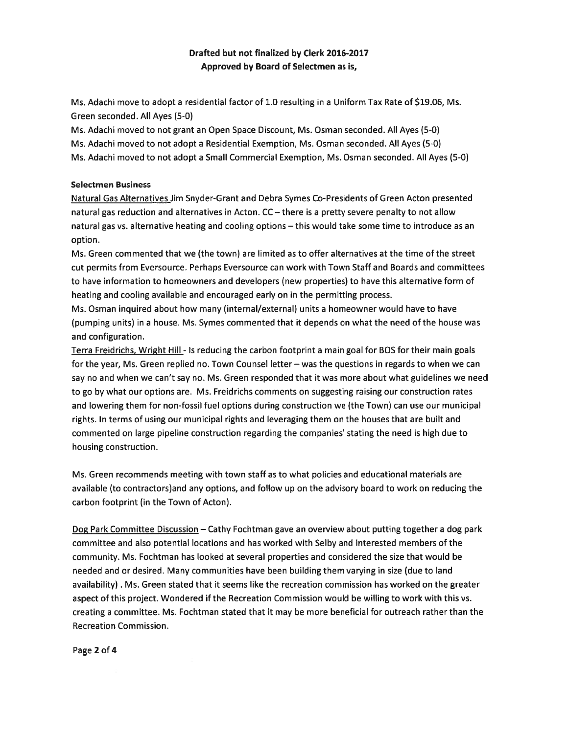**Drafted but not finalized by Clerk 2016-2017**
**Approved by Board of Selectmen as is,**

Ms. Adachi move to adopt a residential factor of 1.0 resulting in a Uniform Tax Rate of $19.06, Ms. Green seconded. All Ayes (5-0)

Ms. Adachi moved to not grant an Open Space Discount, Ms. Osman seconded. All Ayes (5-0)

Ms. Adachi moved to not adopt a Residential Exemption, Ms. Osman seconded. All Ayes (5-0)

Ms. Adachi moved to not adopt a Small Commercial Exemption, Ms. Osman seconded. All Ayes (5-0)

**Selectmen Business**

Natural Gas Alternatives Jim Snyder-Grant and Debra Symes Co-Presidents of Green Acton presented natural gas reduction and alternatives in Acton. CC – there is a pretty severe penalty to not allow natural gas vs. alternative heating and cooling options – this would take some time to introduce as an option.

Ms. Green commented that we (the town) are limited as to offer alternatives at the time of the street cut permits from Eversource. Perhaps Eversource can work with Town Staff and Boards and committees to have information to homeowners and developers (new properties) to have this alternative form of heating and cooling available and encouraged early on in the permitting process.

Ms. Osman inquired about how many (internal/external) units a homeowner would have to have (pumping units) in a house. Ms. Symes commented that it depends on what the need of the house was and configuration.

Terra Freidrichs, Wright Hill - Is reducing the carbon footprint a main goal for BOS for their main goals for the year, Ms. Green replied no. Town Counsel letter – was the questions in regards to when we can say no and when we can't say no. Ms. Green responded that it was more about what guidelines we need to go by what our options are. Ms. Freidrichs comments on suggesting raising our construction rates and lowering them for non-fossil fuel options during construction we (the Town) can use our municipal rights. In terms of using our municipal rights and leveraging them on the houses that are built and commented on large pipeline construction regarding the companies' stating the need is high due to housing construction.

Ms. Green recommends meeting with town staff as to what policies and educational materials are available (to contractors)and any options, and follow up on the advisory board to work on reducing the carbon footprint (in the Town of Acton).

Dog Park Committee Discussion – Cathy Fochtman gave an overview about putting together a dog park committee and also potential locations and has worked with Selby and interested members of the community. Ms. Fochtman has looked at several properties and considered the size that would be needed and or desired. Many communities have been building them varying in size (due to land availability) . Ms. Green stated that it seems like the recreation commission has worked on the greater aspect of this project. Wondered if the Recreation Commission would be willing to work with this vs. creating a committee. Ms. Fochtman stated that it may be more beneficial for outreach rather than the Recreation Commission.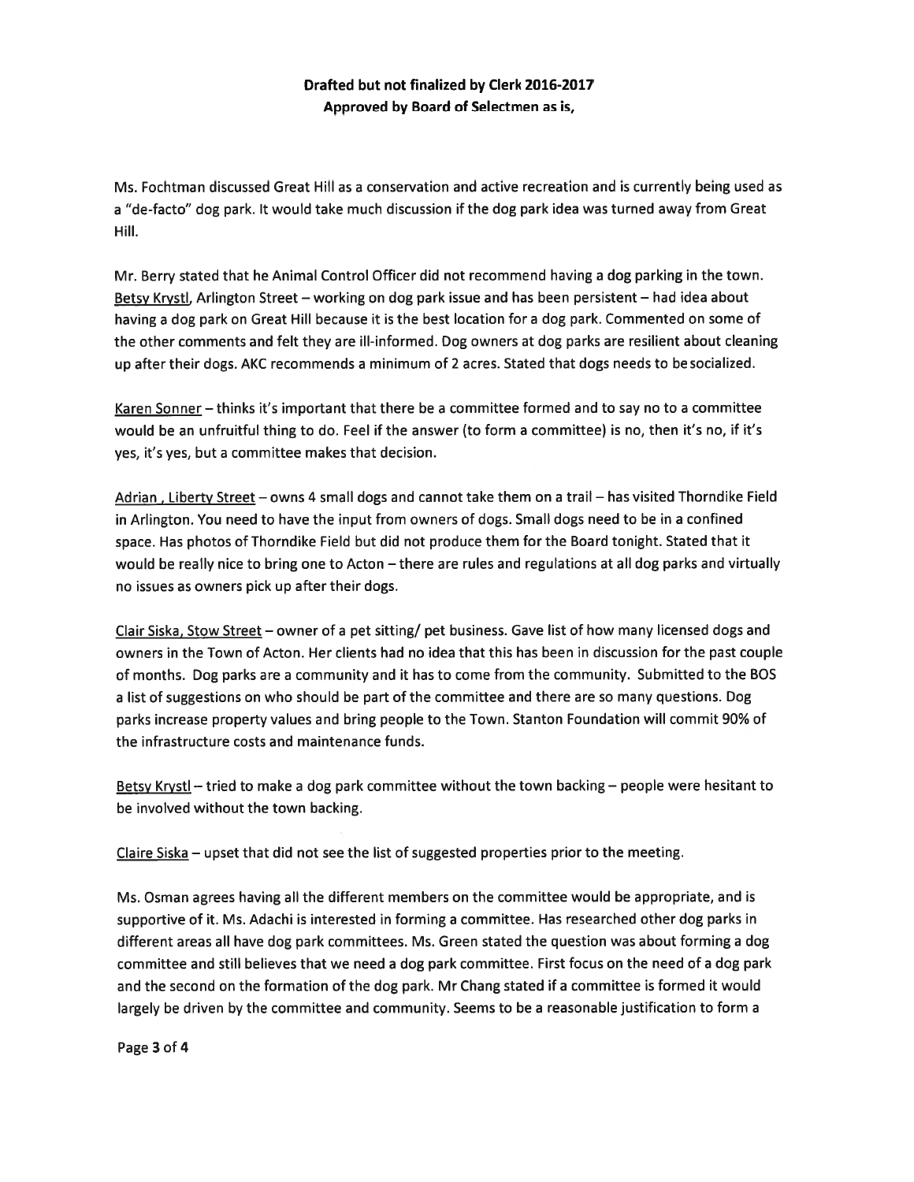**Drafted but not finalized by Clerk 2016-2017**
**Approved by Board of Selectmen as is,**

Ms. Fochtman discussed Great Hill as a conservation and active recreation and is currently being used as a "de-facto" dog park. It would take much discussion if the dog park idea was turned away from Great Hill.

Mr. Berry stated that he Animal Control Officer did not recommend having a dog parking in the town. Betsy Krystl, Arlington Street – working on dog park issue and has been persistent – had idea about having a dog park on Great Hill because it is the best location for a dog park. Commented on some of the other comments and felt they are ill-informed. Dog owners at dog parks are resilient about cleaning up after their dogs. AKC recommends a minimum of 2 acres. Stated that dogs needs to be socialized.

Karen Sonner – thinks it's important that there be a committee formed and to say no to a committee would be an unfruitful thing to do. Feel if the answer (to form a committee) is no, then it's no, if it's yes, it's yes, but a committee makes that decision.

Adrian , Liberty Street – owns 4 small dogs and cannot take them on a trail – has visited Thorndike Field in Arlington. You need to have the input from owners of dogs. Small dogs need to be in a confined space. Has photos of Thorndike Field but did not produce them for the Board tonight. Stated that it would be really nice to bring one to Acton – there are rules and regulations at all dog parks and virtually no issues as owners pick up after their dogs.

Clair Siska, Stow Street – owner of a pet sitting/ pet business. Gave list of how many licensed dogs and owners in the Town of Acton. Her clients had no idea that this has been in discussion for the past couple of months. Dog parks are a community and it has to come from the community. Submitted to the BOS a list of suggestions on who should be part of the committee and there are so many questions. Dog parks increase property values and bring people to the Town. Stanton Foundation will commit 90% of the infrastructure costs and maintenance funds.

Betsy Krystl – tried to make a dog park committee without the town backing – people were hesitant to be involved without the town backing.

Claire Siska – upset that did not see the list of suggested properties prior to the meeting.

Ms. Osman agrees having all the different members on the committee would be appropriate, and is supportive of it. Ms. Adachi is interested in forming a committee. Has researched other dog parks in different areas all have dog park committees. Ms. Green stated the question was about forming a dog committee and still believes that we need a dog park committee. First focus on the need of a dog park and the second on the formation of the dog park. Mr Chang stated if a committee is formed it would largely be driven by the committee and community. Seems to be a reasonable justification to form a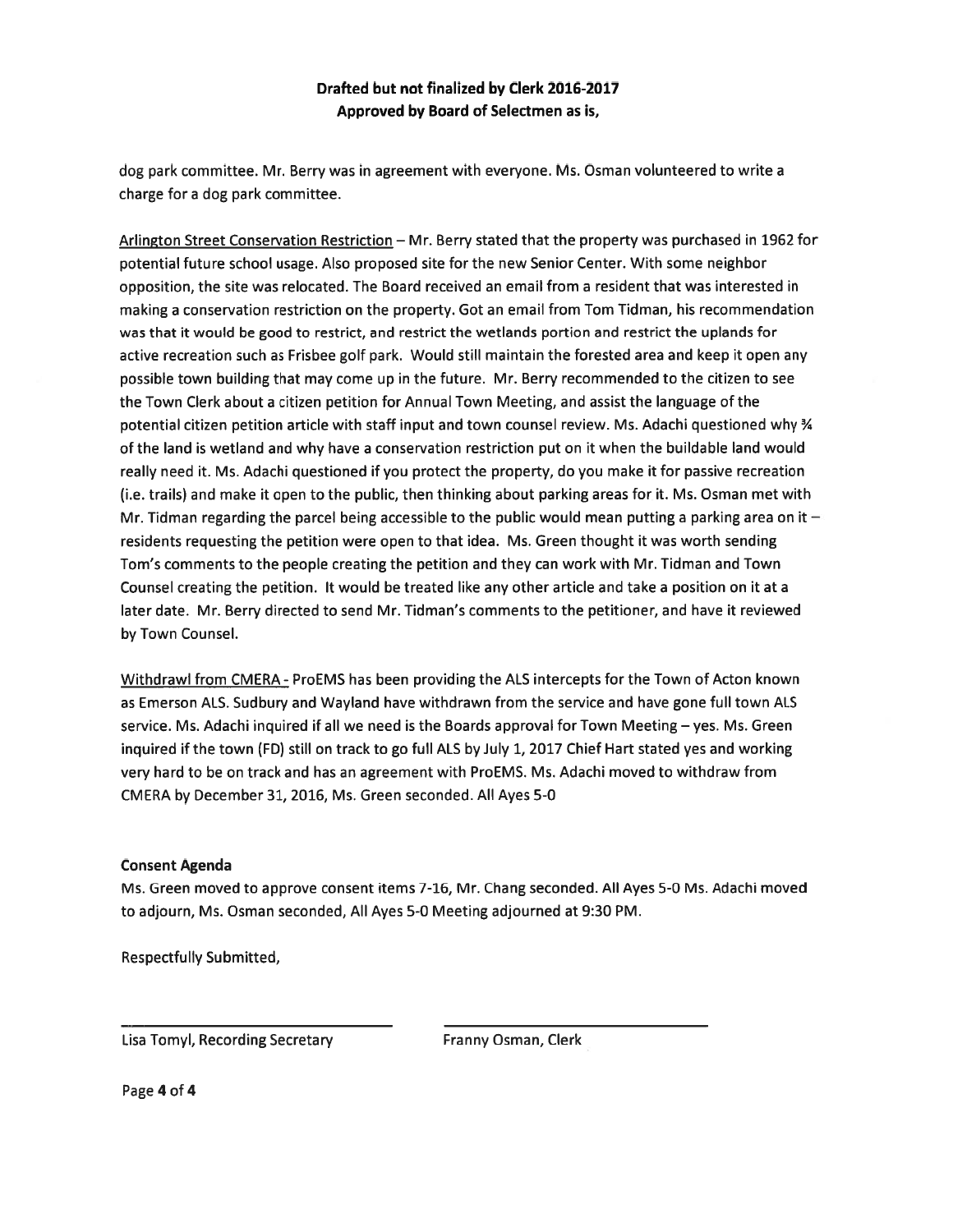**Drafted but not finalized by Clerk 2016-2017**
**Approved by Board of Selectmen as is,**

dog park committee. Mr. Berry was in agreement with everyone. Ms. Osman volunteered to write a charge for a dog park committee.

Arlington Street Conservation Restriction – Mr. Berry stated that the property was purchased in 1962 for potential future school usage. Also proposed site for the new Senior Center. With some neighbor opposition, the site was relocated. The Board received an email from a resident that was interested in making a conservation restriction on the property. Got an email from Tom Tidman, his recommendation was that it would be good to restrict, and restrict the wetlands portion and restrict the uplands for active recreation such as Frisbee golf park. Would still maintain the forested area and keep it open any possible town building that may come up in the future. Mr. Berry recommended to the citizen to see the Town Clerk about a citizen petition for Annual Town Meeting, and assist the language of the potential citizen petition article with staff input and town counsel review. Ms. Adachi questioned why ¾ of the land is wetland and why have a conservation restriction put on it when the buildable land would really need it. Ms. Adachi questioned if you protect the property, do you make it for passive recreation (i.e. trails) and make it open to the public, then thinking about parking areas for it. Ms. Osman met with Mr. Tidman regarding the parcel being accessible to the public would mean putting a parking area on it – residents requesting the petition were open to that idea. Ms. Green thought it was worth sending Tom's comments to the people creating the petition and they can work with Mr. Tidman and Town Counsel creating the petition. It would be treated like any other article and take a position on it at a later date. Mr. Berry directed to send Mr. Tidman's comments to the petitioner, and have it reviewed by Town Counsel.

Withdrawl from CMERA - ProEMS has been providing the ALS intercepts for the Town of Acton known as Emerson ALS. Sudbury and Wayland have withdrawn from the service and have gone full town ALS service. Ms. Adachi inquired if all we need is the Boards approval for Town Meeting – yes. Ms. Green inquired if the town (FD) still on track to go full ALS by July 1, 2017 Chief Hart stated yes and working very hard to be on track and has an agreement with ProEMS. Ms. Adachi moved to withdraw from CMERA by December 31, 2016, Ms. Green seconded. All Ayes 5-0

**Consent Agenda**

Ms. Green moved to approve consent items 7-16, Mr. Chang seconded. All Ayes 5-0 Ms. Adachi moved to adjourn, Ms. Osman seconded, All Ayes 5-0 Meeting adjourned at 9:30 PM.

Respectfully Submitted,

Lisa Tomyl, Recording Secretary

Franny Osman, Clerk